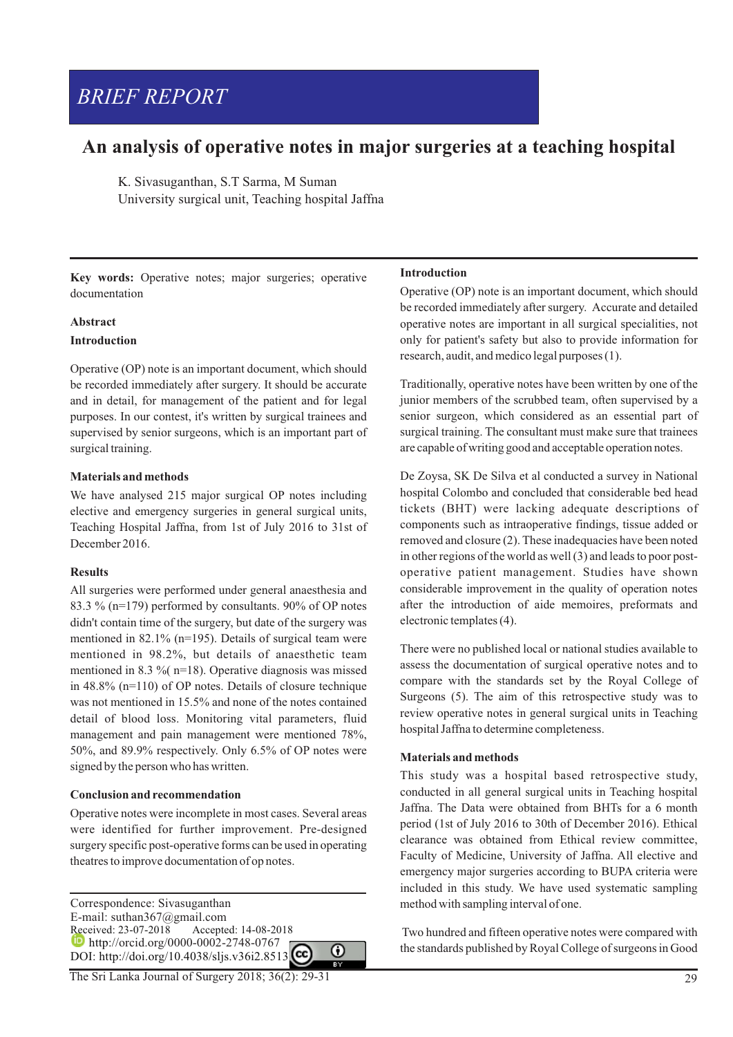BRIEF REPORT

# An analysis of operative notes in major surgeries at a teaching hospital

K. Sivasuganthan, S.T Sarma, M Suman
University surgical unit, Teaching hospital Jaffna

**Key words:** Operative notes; major surgeries; operative documentation

## Abstract

### Introduction

Operative (OP) note is an important document, which should be recorded immediately after surgery. It should be accurate and in detail, for management of the patient and for legal purposes. In our contest, it's written by surgical trainees and supervised by senior surgeons, which is an important part of surgical training.

### Materials and methods

We have analysed 215 major surgical OP notes including elective and emergency surgeries in general surgical units, Teaching Hospital Jaffna, from 1st of July 2016 to 31st of December 2016.

### Results

All surgeries were performed under general anaesthesia and 83.3 % (n=179) performed by consultants. 90% of OP notes didn't contain time of the surgery, but date of the surgery was mentioned in 82.1% (n=195). Details of surgical team were mentioned in 98.2%, but details of anaesthetic team mentioned in 8.3 %( n=18). Operative diagnosis was missed in 48.8% (n=110) of OP notes. Details of closure technique was not mentioned in 15.5% and none of the notes contained detail of blood loss. Monitoring vital parameters, fluid management and pain management were mentioned 78%, 50%, and 89.9% respectively. Only 6.5% of OP notes were signed by the person who has written.

### Conclusion and recommendation

Operative notes were incomplete in most cases. Several areas were identified for further improvement. Pre-designed surgery specific post-operative forms can be used in operating theatres to improve documentation of op notes.

Correspondence: Sivasuganthan
E-mail: suthan367@gmail.com
Received: 23-07-2018 Accepted: 14-08-2018
http://orcid.org/0000-0002-2748-0767
DOI: http://doi.org/10.4038/sljs.v36i2.8513

## Introduction

Operative (OP) note is an important document, which should be recorded immediately after surgery. Accurate and detailed operative notes are important in all surgical specialities, not only for patient's safety but also to provide information for research, audit, and medico legal purposes (1).

Traditionally, operative notes have been written by one of the junior members of the scrubbed team, often supervised by a senior surgeon, which considered as an essential part of surgical training. The consultant must make sure that trainees are capable of writing good and acceptable operation notes.

De Zoysa, SK De Silva et al conducted a survey in National hospital Colombo and concluded that considerable bed head tickets (BHT) were lacking adequate descriptions of components such as intraoperative findings, tissue added or removed and closure (2). These inadequacies have been noted in other regions of the world as well (3) and leads to poor post-operative patient management. Studies have shown considerable improvement in the quality of operation notes after the introduction of aide memoires, preformats and electronic templates (4).

There were no published local or national studies available to assess the documentation of surgical operative notes and to compare with the standards set by the Royal College of Surgeons (5). The aim of this retrospective study was to review operative notes in general surgical units in Teaching hospital Jaffna to determine completeness.

## Materials and methods

This study was a hospital based retrospective study, conducted in all general surgical units in Teaching hospital Jaffna. The Data were obtained from BHTs for a 6 month period (1st of July 2016 to 30th of December 2016). Ethical clearance was obtained from Ethical review committee, Faculty of Medicine, University of Jaffna. All elective and emergency major surgeries according to BUPA criteria were included in this study. We have used systematic sampling method with sampling interval of one.

Two hundred and fifteen operative notes were compared with the standards published by Royal College of surgeons in Good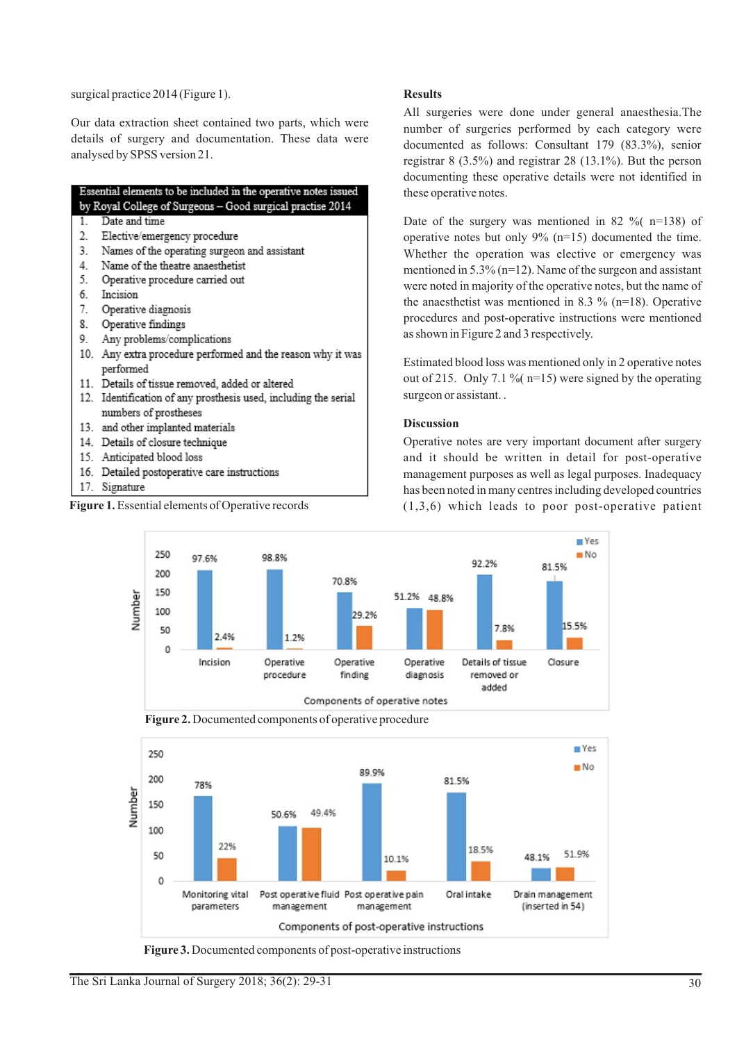surgical practice 2014 (Figure 1).

Our data extraction sheet contained two parts, which were details of surgery and documentation. These data were analysed by SPSS version 21.

| Essential elements to be included in the operative notes issued by Royal College of Surgeons – Good surgical practise 2014 |
|---|
| 1. Date and time |
| 2. Elective/emergency procedure |
| 3. Names of the operating surgeon and assistant |
| 4. Name of the theatre anaesthetist |
| 5. Operative procedure carried out |
| 6. Incision |
| 7. Operative diagnosis |
| 8. Operative findings |
| 9. Any problems/complications |
| 10. Any extra procedure performed and the reason why it was performed |
| 11. Details of tissue removed, added or altered |
| 12. Identification of any prosthesis used, including the serial numbers of prostheses |
| 13. and other implanted materials |
| 14. Details of closure technique |
| 15. Anticipated blood loss |
| 16. Detailed postoperative care instructions |
| 17. Signature |

**Figure 1.** Essential elements of Operative records

## Results

All surgeries were done under general anaesthesia.The number of surgeries performed by each category were documented as follows: Consultant 179 (83.3%), senior registrar 8 (3.5%) and registrar 28 (13.1%). But the person documenting these operative details were not identified in these operative notes.

Date of the surgery was mentioned in 82 %( n=138) of operative notes but only 9% (n=15) documented the time. Whether the operation was elective or emergency was mentioned in 5.3% (n=12). Name of the surgeon and assistant were noted in majority of the operative notes, but the name of the anaesthetist was mentioned in 8.3 % (n=18). Operative procedures and post-operative instructions were mentioned as shown in Figure 2 and 3 respectively.

Estimated blood loss was mentioned only in 2 operative notes out of 215. Only 7.1 %( n=15) were signed by the operating surgeon or assistant. .

## Discussion

Operative notes are very important document after surgery and it should be written in detail for post-operative management purposes as well as legal purposes. Inadequacy has been noted in many centres including developed countries (1,3,6) which leads to poor post-operative patient

| Components of operative notes | Yes | No |
|---|---|---|
| Incision | 97.6% | 2.4% |
| Operative procedure | 98.8% | 1.2% |
| Operative finding | 70.8% | 29.2% |
| Operative diagnosis | 51.2% | 48.8% |
| Details of tissue removed or added | 92.2% | 7.8% |
| Closure | 81.5% | 15.5% |

**Figure 2.** Documented components of operative procedure

| Components of post-operative instructions | Yes | No |
|---|---|---|
| Monitoring vital parameters | 78% | 22% |
| Post operative fluid management | 50.6% | 49.4% |
| Post operative pain management | 89.9% | 10.1% |
| Oral intake | 81.5% | 18.5% |
| Drain management (inserted in 54) | 48.1% | 51.9% |

**Figure 3.** Documented components of post-operative instructions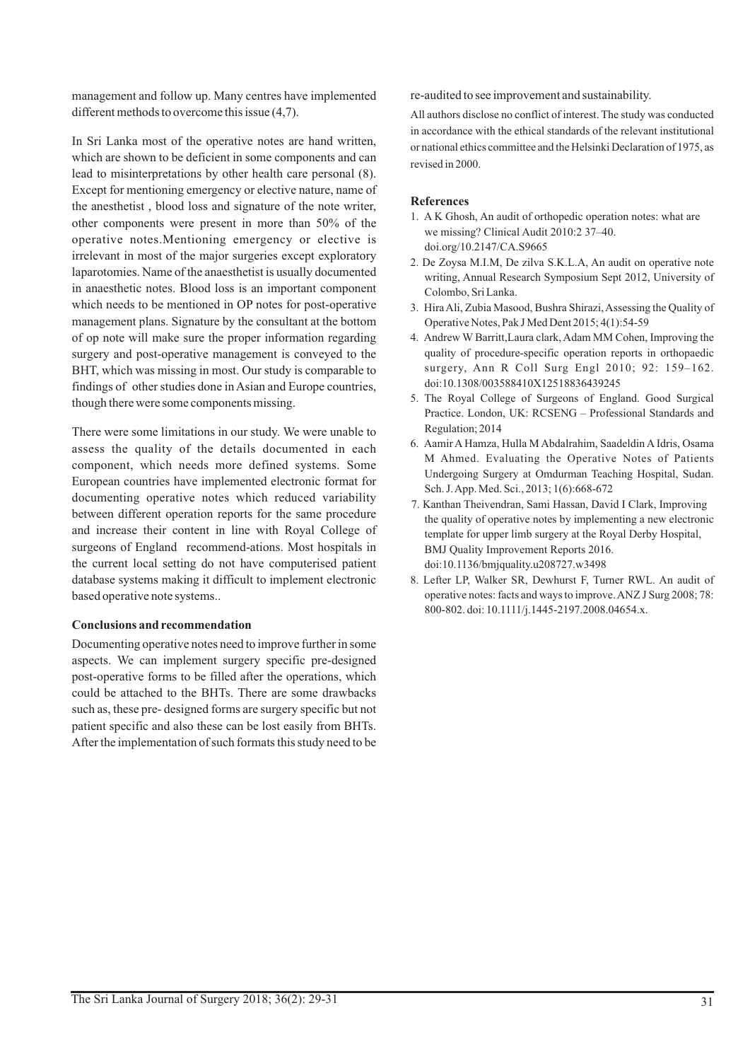management and follow up. Many centres have implemented different methods to overcome this issue (4,7).

In Sri Lanka most of the operative notes are hand written, which are shown to be deficient in some components and can lead to misinterpretations by other health care personal (8). Except for mentioning emergency or elective nature, name of the anesthetist , blood loss and signature of the note writer, other components were present in more than 50% of the operative notes.Mentioning emergency or elective is irrelevant in most of the major surgeries except exploratory laparotomies. Name of the anaesthetist is usually documented in anaesthetic notes. Blood loss is an important component which needs to be mentioned in OP notes for post-operative management plans. Signature by the consultant at the bottom of op note will make sure the proper information regarding surgery and post-operative management is conveyed to the BHT, which was missing in most. Our study is comparable to findings of other studies done in Asian and Europe countries, though there were some components missing.

There were some limitations in our study. We were unable to assess the quality of the details documented in each component, which needs more defined systems. Some European countries have implemented electronic format for documenting operative notes which reduced variability between different operation reports for the same procedure and increase their content in line with Royal College of surgeons of England recommend-ations. Most hospitals in the current local setting do not have computerised patient database systems making it difficult to implement electronic based operative note systems..

**Conclusions and recommendation**

Documenting operative notes need to improve further in some aspects. We can implement surgery specific pre-designed post-operative forms to be filled after the operations, which could be attached to the BHTs. There are some drawbacks such as, these pre- designed forms are surgery specific but not patient specific and also these can be lost easily from BHTs. After the implementation of such formats this study need to be re-audited to see improvement and sustainability.

All authors disclose no conflict of interest. The study was conducted in accordance with the ethical standards of the relevant institutional or national ethics committee and the Helsinki Declaration of 1975, as revised in 2000.

**References**

1. A K Ghosh, An audit of orthopedic operation notes: what are we missing? Clinical Audit 2010:2 37–40. doi.org/10.2147/CA.S9665
2. De Zoysa M.I.M, De zilva S.K.L.A, An audit on operative note writing, Annual Research Symposium Sept 2012, University of Colombo, Sri Lanka.
3. Hira Ali, Zubia Masood, Bushra Shirazi, Assessing the Quality of Operative Notes, Pak J Med Dent 2015; 4(1):54-59
4. Andrew W Barritt,Laura clark, Adam MM Cohen, Improving the quality of procedure-specific operation reports in orthopaedic surgery, Ann R Coll Surg Engl 2010; 92: 159–162. doi:10.1308/003588410X12518836439245
5. The Royal College of Surgeons of England. Good Surgical Practice. London, UK: RCSENG – Professional Standards and Regulation; 2014
6. Aamir A Hamza, Hulla M Abdalrahim, Saadeldin A Idris, Osama M Ahmed. Evaluating the Operative Notes of Patients Undergoing Surgery at Omdurman Teaching Hospital, Sudan. Sch. J. App. Med. Sci., 2013; 1(6):668-672
7. Kanthan Theivendran, Sami Hassan, David I Clark, Improving the quality of operative notes by implementing a new electronic template for upper limb surgery at the Royal Derby Hospital, BMJ Quality Improvement Reports 2016. doi:10.1136/bmjquality.u208727.w3498
8. Lefter LP, Walker SR, Dewhurst F, Turner RWL. An audit of operative notes: facts and ways to improve. ANZ J Surg 2008; 78: 800-802. doi: 10.1111/j.1445-2197.2008.04654.x.